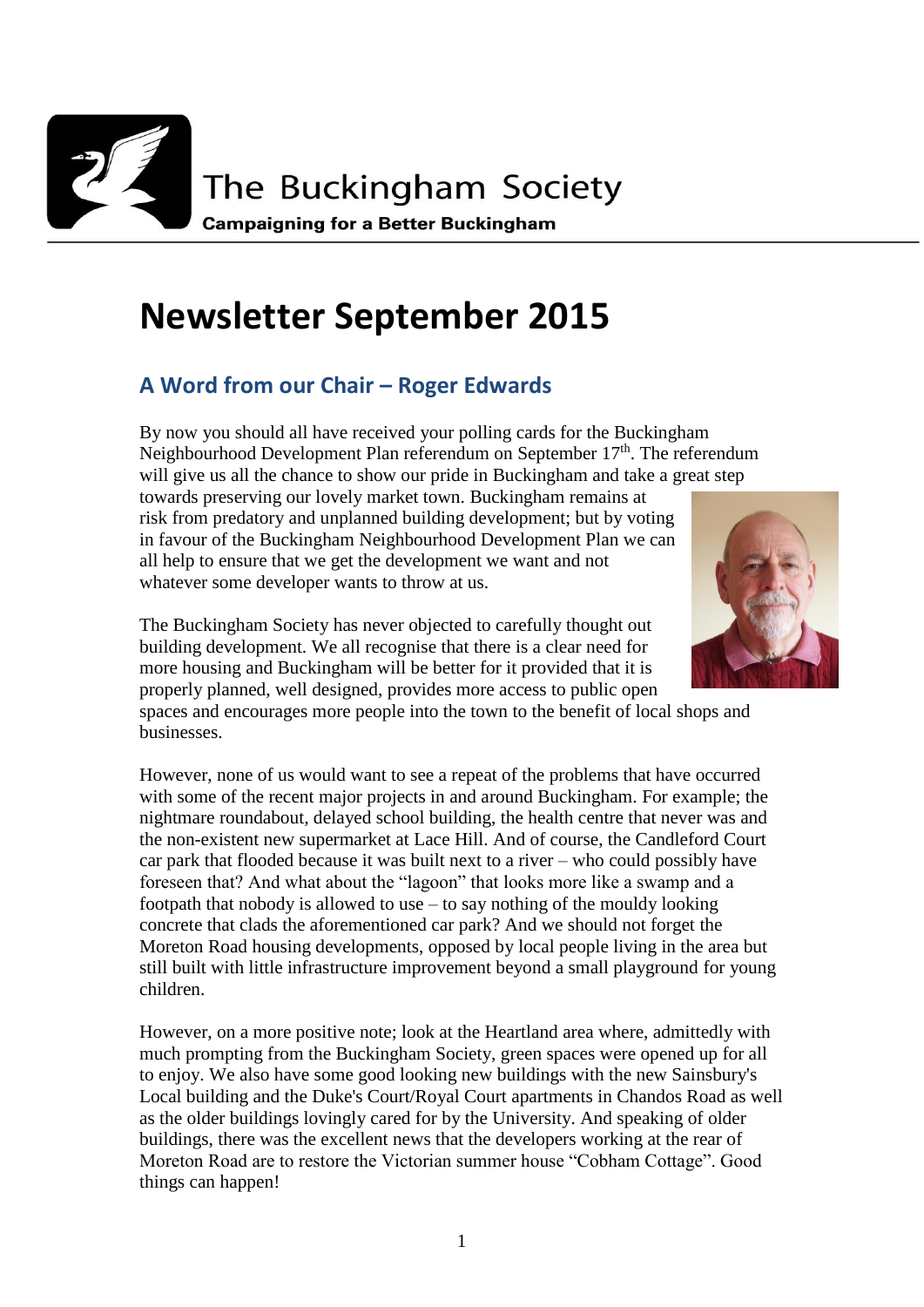The Buckingham Society

**Campaigning for a Better Buckingham**

# Newsletter September 2015

## A Word from our Chair – Roger Edwards

By now you should all have received your polling cards for the Buckingham Neighbourhood Development Plan referendum on September 17th. The referendum will give us all the chance to show our pride in Buckingham and take a great step towards preserving our lovely market town. Buckingham remains at risk from predatory and unplanned building development; but by voting in favour of the Buckingham Neighbourhood Development Plan we can all help to ensure that we get the development we want and not whatever some developer wants to throw at us.

The Buckingham Society has never objected to carefully thought out building development. We all recognise that there is a clear need for more housing and Buckingham will be better for it provided that it is properly planned, well designed, provides more access to public open spaces and encourages more people into the town to the benefit of local shops and businesses.

However, none of us would want to see a repeat of the problems that have occurred with some of the recent major projects in and around Buckingham. For example; the nightmare roundabout, delayed school building, the health centre that never was and the non-existent new supermarket at Lace Hill. And of course, the Candleford Court car park that flooded because it was built next to a river – who could possibly have foreseen that? And what about the "lagoon" that looks more like a swamp and a footpath that nobody is allowed to use – to say nothing of the mouldy looking concrete that clads the aforementioned car park? And we should not forget the Moreton Road housing developments, opposed by local people living in the area but still built with little infrastructure improvement beyond a small playground for young children.

However, on a more positive note; look at the Heartland area where, admittedly with much prompting from the Buckingham Society, green spaces were opened up for all to enjoy. We also have some good looking new buildings with the new Sainsbury's Local building and the Duke's Court/Royal Court apartments in Chandos Road as well as the older buildings lovingly cared for by the University. And speaking of older buildings, there was the excellent news that the developers working at the rear of Moreton Road are to restore the Victorian summer house "Cobham Cottage". Good things can happen!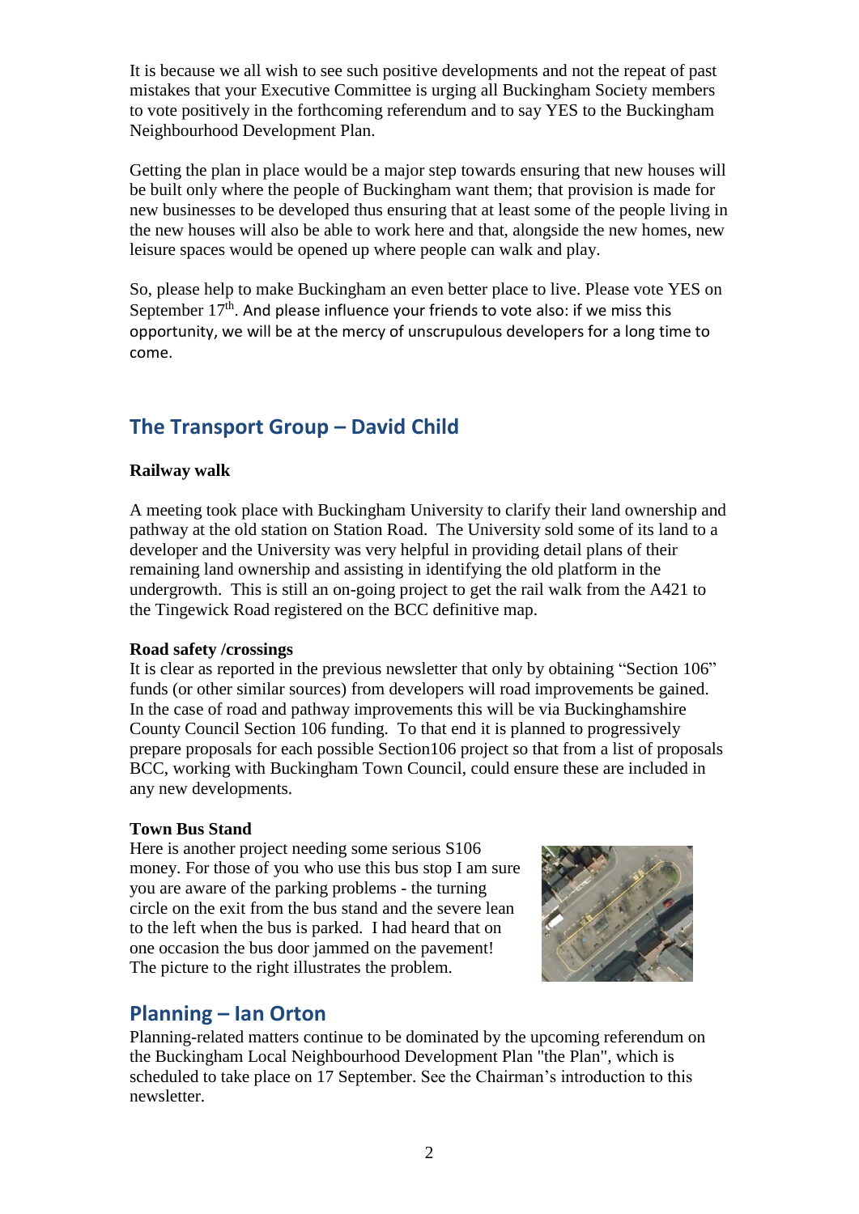It is because we all wish to see such positive developments and not the repeat of past mistakes that your Executive Committee is urging all Buckingham Society members to vote positively in the forthcoming referendum and to say YES to the Buckingham Neighbourhood Development Plan.

Getting the plan in place would be a major step towards ensuring that new houses will be built only where the people of Buckingham want them; that provision is made for new businesses to be developed thus ensuring that at least some of the people living in the new houses will also be able to work here and that, alongside the new homes, new leisure spaces would be opened up where people can walk and play.

So, please help to make Buckingham an even better place to live. Please vote YES on September 17th. And please influence your friends to vote also: if we miss this opportunity, we will be at the mercy of unscrupulous developers for a long time to come.

## The Transport Group – David Child

**Railway walk**

A meeting took place with Buckingham University to clarify their land ownership and pathway at the old station on Station Road. The University sold some of its land to a developer and the University was very helpful in providing detail plans of their remaining land ownership and assisting in identifying the old platform in the undergrowth. This is still an on-going project to get the rail walk from the A421 to the Tingewick Road registered on the BCC definitive map.

**Road safety /crossings**

It is clear as reported in the previous newsletter that only by obtaining "Section 106" funds (or other similar sources) from developers will road improvements be gained. In the case of road and pathway improvements this will be via Buckinghamshire County Council Section 106 funding. To that end it is planned to progressively prepare proposals for each possible Section106 project so that from a list of proposals BCC, working with Buckingham Town Council, could ensure these are included in any new developments.

**Town Bus Stand**

Here is another project needing some serious S106 money. For those of you who use this bus stop I am sure you are aware of the parking problems - the turning circle on the exit from the bus stand and the severe lean to the left when the bus is parked. I had heard that on one occasion the bus door jammed on the pavement! The picture to the right illustrates the problem.

## Planning – Ian Orton

Planning-related matters continue to be dominated by the upcoming referendum on the Buckingham Local Neighbourhood Development Plan "the Plan", which is scheduled to take place on 17 September. See the Chairman's introduction to this newsletter.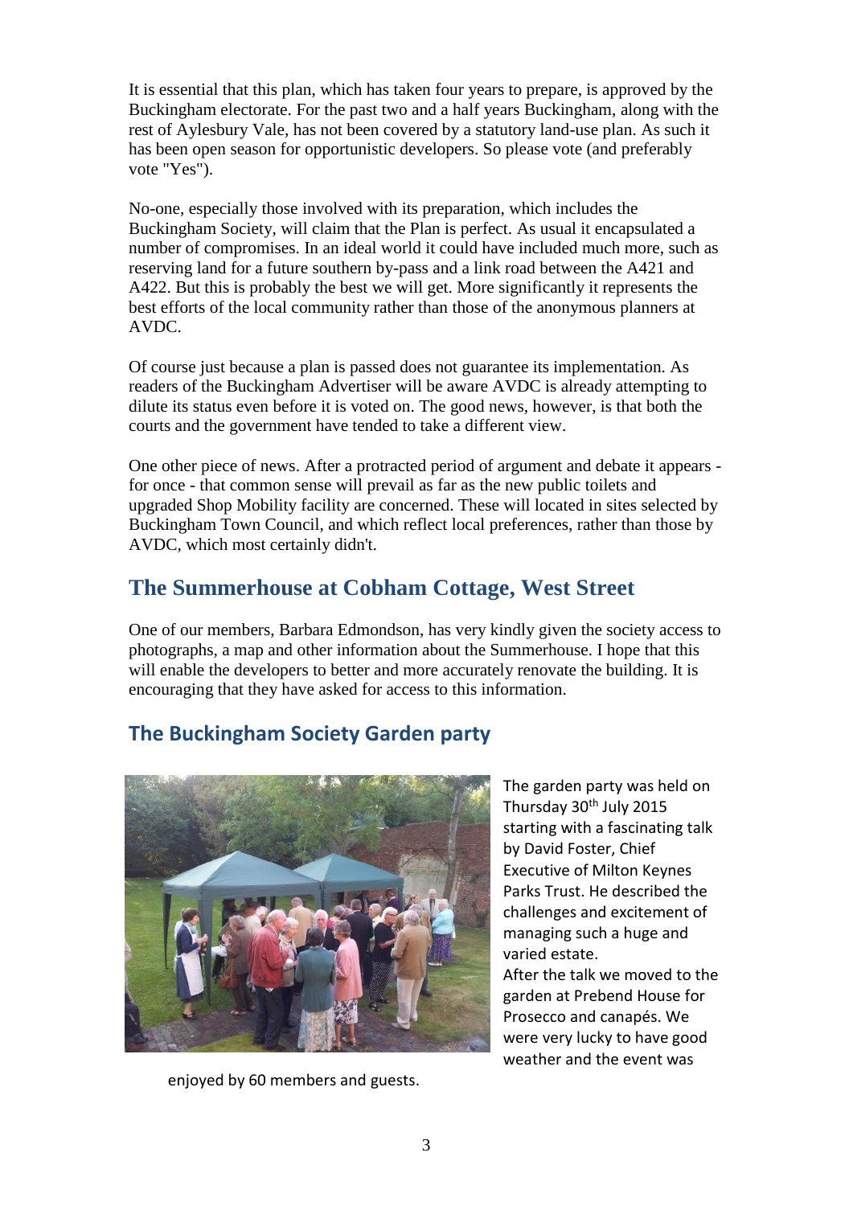It is essential that this plan, which has taken four years to prepare, is approved by the Buckingham electorate. For the past two and a half years Buckingham, along with the rest of Aylesbury Vale, has not been covered by a statutory land-use plan. As such it has been open season for opportunistic developers. So please vote (and preferably vote "Yes").

No-one, especially those involved with its preparation, which includes the Buckingham Society, will claim that the Plan is perfect. As usual it encapsulated a number of compromises. In an ideal world it could have included much more, such as reserving land for a future southern by-pass and a link road between the A421 and A422. But this is probably the best we will get. More significantly it represents the best efforts of the local community rather than those of the anonymous planners at AVDC.

Of course just because a plan is passed does not guarantee its implementation. As readers of the Buckingham Advertiser will be aware AVDC is already attempting to dilute its status even before it is voted on. The good news, however, is that both the courts and the government have tended to take a different view.

One other piece of news. After a protracted period of argument and debate it appears - for once - that common sense will prevail as far as the new public toilets and upgraded Shop Mobility facility are concerned. These will located in sites selected by Buckingham Town Council, and which reflect local preferences, rather than those by AVDC, which most certainly didn't.

## The Summerhouse at Cobham Cottage, West Street

One of our members, Barbara Edmondson, has very kindly given the society access to photographs, a map and other information about the Summerhouse. I hope that this will enable the developers to better and more accurately renovate the building. It is encouraging that they have asked for access to this information.

### The Buckingham Society Garden party

The garden party was held on Thursday 30th July 2015 starting with a fascinating talk by David Foster, Chief Executive of Milton Keynes Parks Trust. He described the challenges and excitement of managing such a huge and varied estate.

After the talk we moved to the garden at Prebend House for Prosecco and canapés. We were very lucky to have good weather and the event was enjoyed by 60 members and guests.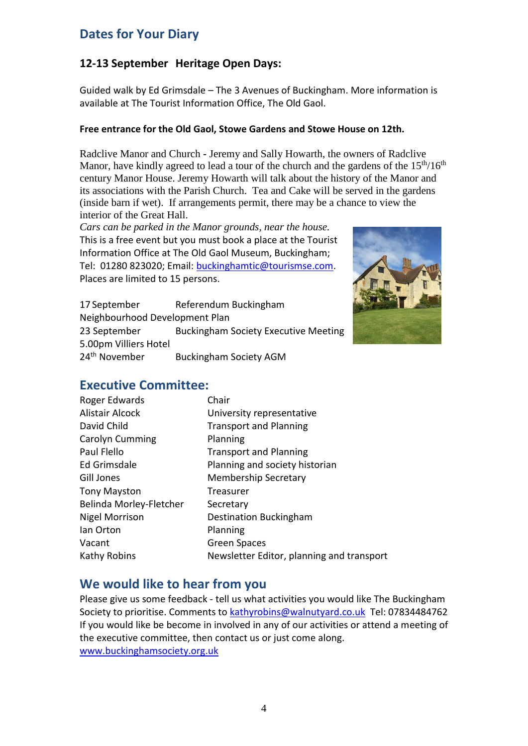## Dates for Your Diary

### 12-13 September Heritage Open Days:

Guided walk by Ed Grimsdale – The 3 Avenues of Buckingham. More information is available at The Tourist Information Office, The Old Gaol.

**Free entrance for the Old Gaol, Stowe Gardens and Stowe House on 12th.**

Radclive Manor and Church - Jeremy and Sally Howarth, the owners of Radclive Manor, have kindly agreed to lead a tour of the church and the gardens of the 15th/16th century Manor House. Jeremy Howarth will talk about the history of the Manor and its associations with the Parish Church. Tea and Cake will be served in the gardens (inside barn if wet). If arrangements permit, there may be a chance to view the interior of the Great Hall.

*Cars can be parked in the Manor grounds, near the house.*

This is a free event but you must book a place at the Tourist Information Office at The Old Gaol Museum, Buckingham; Tel: 01280 823020; Email: buckinghamtic@tourismse.com. Places are limited to 15 persons.

| | |
|---|---|
| 17 September | Referendum Buckingham Neighbourhood Development Plan |
| 23 September | Buckingham Society Executive Meeting 5.00pm Villiers Hotel |
| 24th November | Buckingham Society AGM |

## Executive Committee:

| | |
|---|---|
| Roger Edwards | Chair |
| Alistair Alcock | University representative |
| David Child | Transport and Planning |
| Carolyn Cumming | Planning |
| Paul Flello | Transport and Planning |
| Ed Grimsdale | Planning and society historian |
| Gill Jones | Membership Secretary |
| Tony Mayston | Treasurer |
| Belinda Morley-Fletcher | Secretary |
| Nigel Morrison | Destination Buckingham |
| Ian Orton | Planning |
| Vacant | Green Spaces |
| Kathy Robins | Newsletter Editor, planning and transport |

## We would like to hear from you

Please give us some feedback - tell us what activities you would like The Buckingham Society to prioritise. Comments to kathyrobins@walnutyard.co.uk Tel: 07834484762

If you would like be become in involved in any of our activities or attend a meeting of the executive committee, then contact us or just come along.

www.buckinghamsociety.org.uk